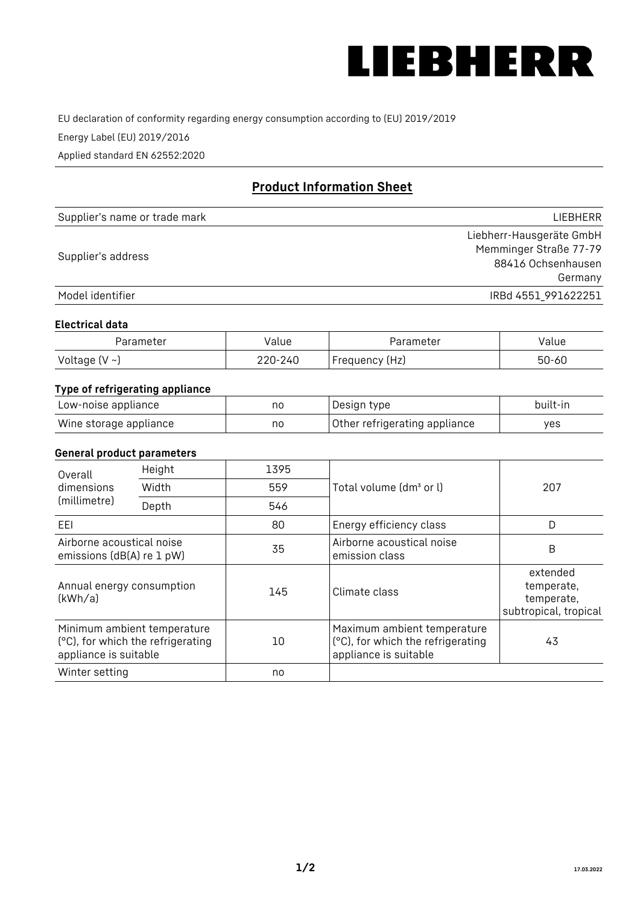LIEBHERR

EU declaration of conformity regarding energy consumption according to (EU) 2019/2019

Energy Label (EU) 2019/2016

Applied standard EN 62552:2020

## Product Information Sheet

| | |
|---|---|
| Supplier's name or trade mark | LIEBHERR |
| Supplier's address | Liebherr-Hausgeräte GmbH<br>Memminger Straße 77-79<br>88416 Ochsenhausen<br>Germany |
| Model identifier | IRBd 4551_991622251 |

### Electrical data

| Parameter | Value | Parameter | Value |
|---|---|---|---|
| Voltage (V ~) | 220-240 | Frequency (Hz) | 50-60 |

### Type of refrigerating appliance

| | | | |
|---|---|---|---|
| Low-noise appliance | no | Design type | built-in |
| Wine storage appliance | no | Other refrigerating appliance | yes |

### General product parameters

| | | | | |
|---|---|---|---|---|
| Overall dimensions (millimetre) | Height | 1395 | Total volume (dm³ or l) | 207 |
| | Width | 559 | | |
| | Depth | 546 | | |
| EEI | | 80 | Energy efficiency class | D |
| Airborne acoustical noise emissions (dB(A) re 1 pW) | | 35 | Airborne acoustical noise emission class | B |
| Annual energy consumption (kWh/a) | | 145 | Climate class | extended temperate, temperate, subtropical, tropical |
| Minimum ambient temperature (°C), for which the refrigerating appliance is suitable | | 10 | Maximum ambient temperature (°C), for which the refrigerating appliance is suitable | 43 |
| Winter setting | | no | | |

17.03.2022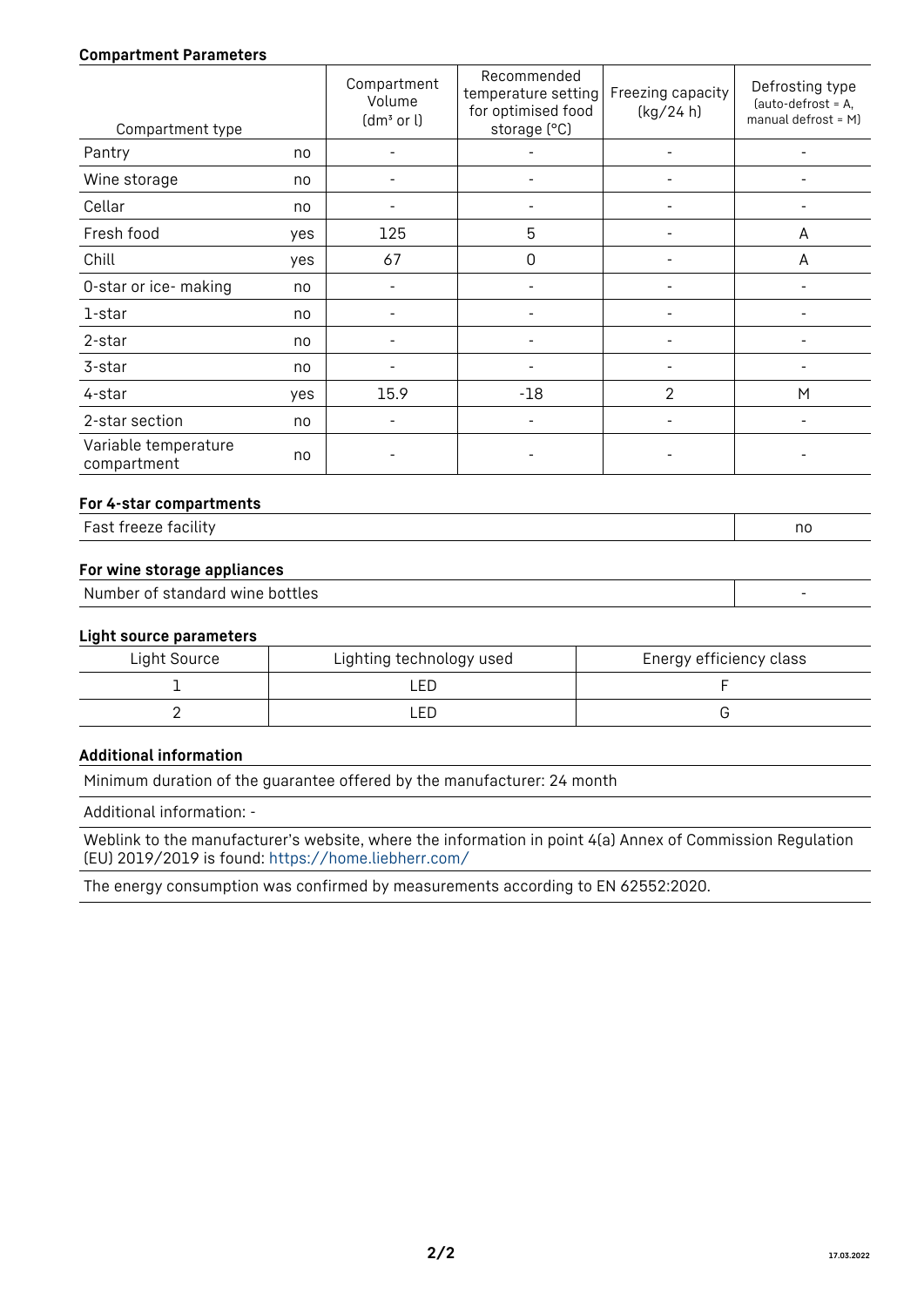**Compartment Parameters**

| Compartment type | | Compartment Volume (dm³ or l) | Recommended temperature setting for optimised food storage (°C) | Freezing capacity (kg/24 h) | Defrosting type (auto-defrost = A, manual defrost = M) |
|---|---|---|---|---|---|
| Pantry | no | - | - | - | - |
| Wine storage | no | - | - | - | - |
| Cellar | no | - | - | - | - |
| Fresh food | yes | 125 | 5 | - | A |
| Chill | yes | 67 | 0 | - | A |
| 0-star or ice- making | no | - | - | - | - |
| 1-star | no | - | - | - | - |
| 2-star | no | - | - | - | - |
| 3-star | no | - | - | - | - |
| 4-star | yes | 15.9 | -18 | 2 | M |
| 2-star section | no | - | - | - | - |
| Variable temperature compartment | no | - | - | - | - |

**For 4-star compartments**

| | |
|---|---|
| Fast freeze facility | no |

**For wine storage appliances**

| | |
|---|---|
| Number of standard wine bottles | - |

**Light source parameters**

| Light Source | Lighting technology used | Energy efficiency class |
|---|---|---|
| 1 | LED | F |
| 2 | LED | G |

**Additional information**

Minimum duration of the guarantee offered by the manufacturer: 24 month

Additional information: -

Weblink to the manufacturer's website, where the information in point 4(a) Annex of Commission Regulation (EU) 2019/2019 is found: https://home.liebherr.com/

The energy consumption was confirmed by measurements according to EN 62552:2020.